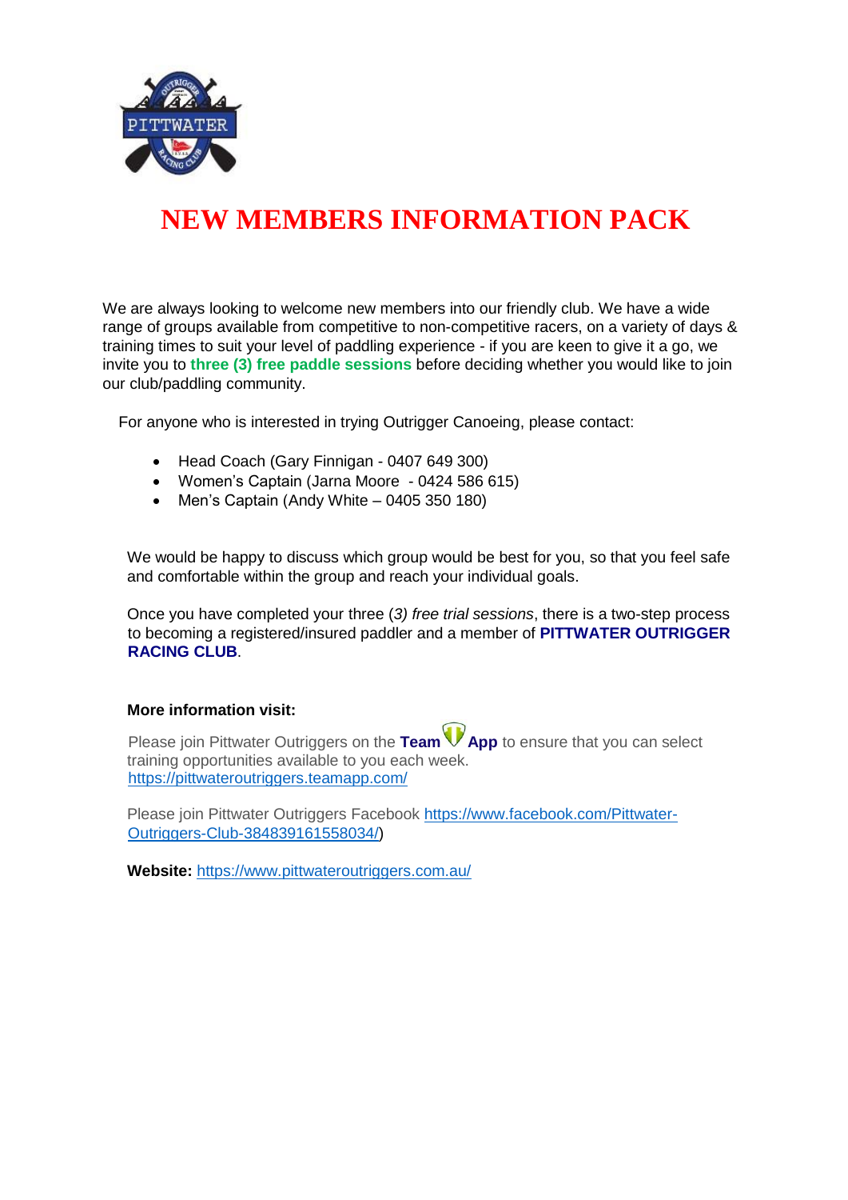# NEW MEMBERS INFORMATION PACK

We are always looking to welcome new members into our friendly club. We have a wide range of groups available from competitive to non-competitive racers, on a variety of days & training times to suit your level of paddling experience - if you are keen to give it a go, we invite you to **three (3) free paddle sessions** before deciding whether you would like to join our club/paddling community.

For anyone who is interested in trying Outrigger Canoeing, please contact:

- Head Coach (Gary Finnigan - 0407 649 300)
- Women's Captain (Jarna Moore - 0424 586 615)
- Men's Captain (Andy White – 0405 350 180)

We would be happy to discuss which group would be best for you, so that you feel safe and comfortable within the group and reach your individual goals.

Once you have completed your three (*3) free trial sessions*, there is a two-step process to becoming a registered/insured paddler and a member of **PITTWATER OUTRIGGER RACING CLUB**.

**More information visit:**

Please join Pittwater Outriggers on the **Team App** to ensure that you can select training opportunities available to you each week.
https://pittwateroutriggers.teamapp.com/

Please join Pittwater Outriggers Facebook https://www.facebook.com/Pittwater-Outriggers-Club-384839161558034/)

**Website:** https://www.pittwateroutriggers.com.au/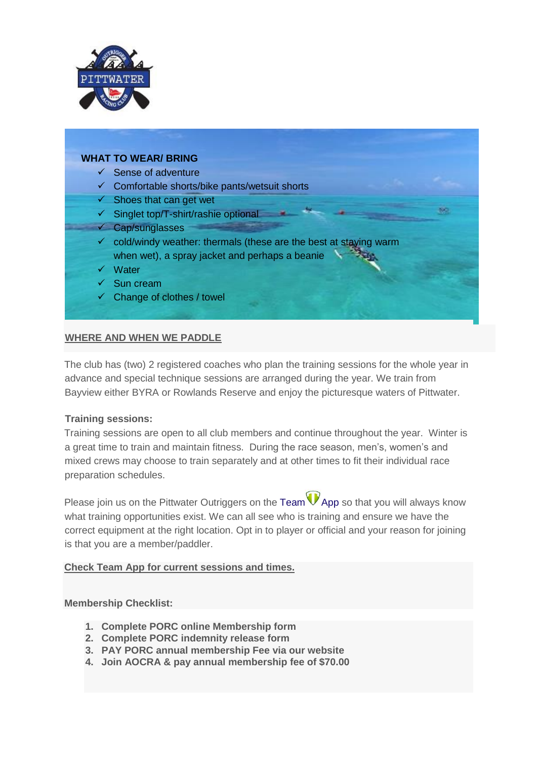**WHAT TO WEAR/ BRING**

- ✓ Sense of adventure
- ✓ Comfortable shorts/bike pants/wetsuit shorts
- ✓ Shoes that can get wet
- ✓ Singlet top/T-shirt/rashie optional
- ✓ Cap/sunglasses
- ✓ cold/windy weather: thermals (these are the best at staying warm when wet), a spray jacket and perhaps a beanie
- ✓ Water
- ✓ Sun cream
- ✓ Change of clothes / towel

## WHERE AND WHEN WE PADDLE

The club has (two) 2 registered coaches who plan the training sessions for the whole year in advance and special technique sessions are arranged during the year. We train from Bayview either BYRA or Rowlands Reserve and enjoy the picturesque waters of Pittwater.

**Training sessions:**

Training sessions are open to all club members and continue throughout the year. Winter is a great time to train and maintain fitness. During the race season, men's, women's and mixed crews may choose to train separately and at other times to fit their individual race preparation schedules.

Please join us on the Pittwater Outriggers on the Team App so that you will always know what training opportunities exist. We can all see who is training and ensure we have the correct equipment at the right location. Opt in to player or official and your reason for joining is that you are a member/paddler.

**Check Team App for current sessions and times.**

**Membership Checklist:**

1. **Complete PORC online Membership form**
2. **Complete PORC indemnity release form**
3. **PAY PORC annual membership Fee via our website**
4. **Join AOCRA & pay annual membership fee of $70.00**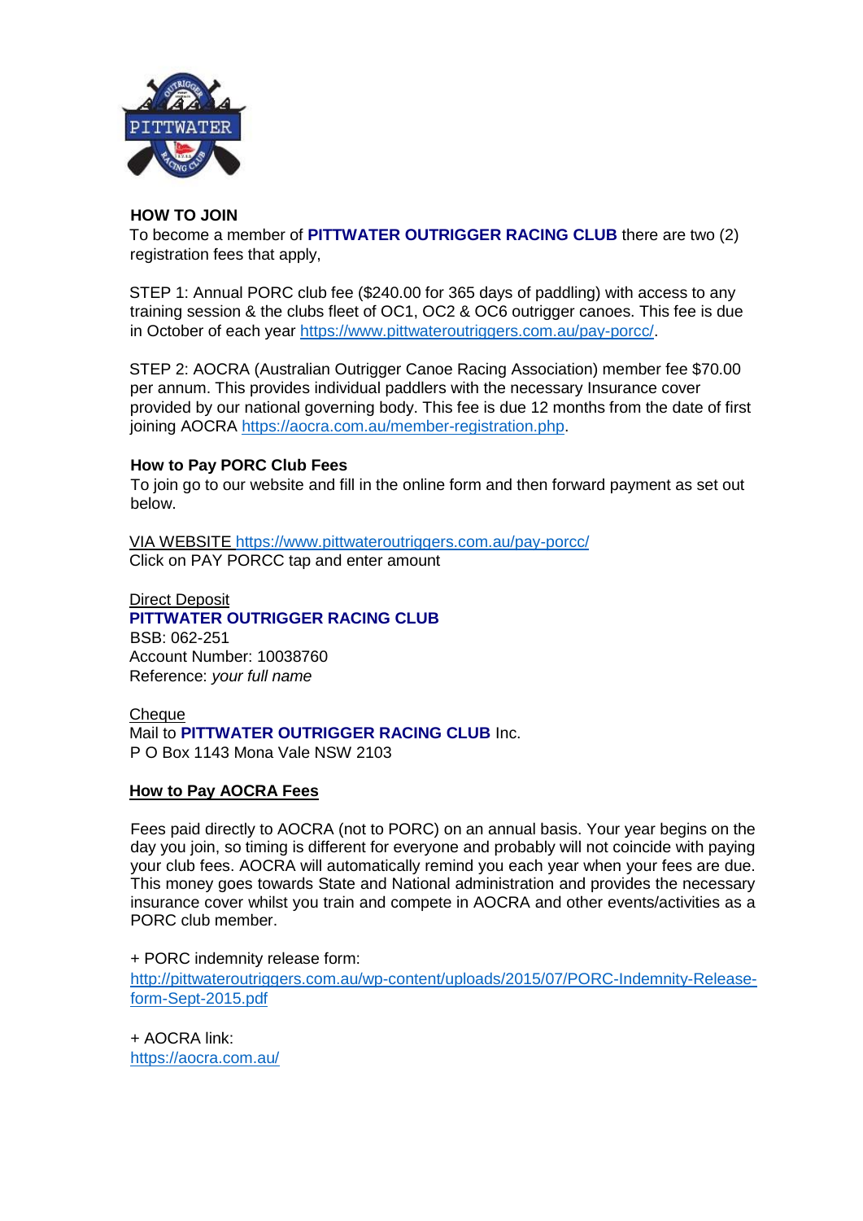**HOW TO JOIN**

To become a member of **PITTWATER OUTRIGGER RACING CLUB** there are two (2) registration fees that apply,

STEP 1: Annual PORC club fee ($240.00 for 365 days of paddling) with access to any training session & the clubs fleet of OC1, OC2 & OC6 outrigger canoes. This fee is due in October of each year https://www.pittwateroutriggers.com.au/pay-porcc/.

STEP 2: AOCRA (Australian Outrigger Canoe Racing Association) member fee $70.00 per annum. This provides individual paddlers with the necessary Insurance cover provided by our national governing body. This fee is due 12 months from the date of first joining AOCRA https://aocra.com.au/member-registration.php.

**How to Pay PORC Club Fees**

To join go to our website and fill in the online form and then forward payment as set out below.

VIA WEBSITE https://www.pittwateroutriggers.com.au/pay-porcc/
Click on PAY PORCC tap and enter amount

Direct Deposit
**PITTWATER OUTRIGGER RACING CLUB**
BSB: 062-251
Account Number: 10038760
Reference: *your full name*

Cheque
Mail to **PITTWATER OUTRIGGER RACING CLUB** Inc.
P O Box 1143 Mona Vale NSW 2103

**How to Pay AOCRA Fees**

Fees paid directly to AOCRA (not to PORC) on an annual basis. Your year begins on the day you join, so timing is different for everyone and probably will not coincide with paying your club fees. AOCRA will automatically remind you each year when your fees are due. This money goes towards State and National administration and provides the necessary insurance cover whilst you train and compete in AOCRA and other events/activities as a PORC club member.

+ PORC indemnity release form:
http://pittwateroutriggers.com.au/wp-content/uploads/2015/07/PORC-Indemnity-Release-form-Sept-2015.pdf

+ AOCRA link:
https://aocra.com.au/